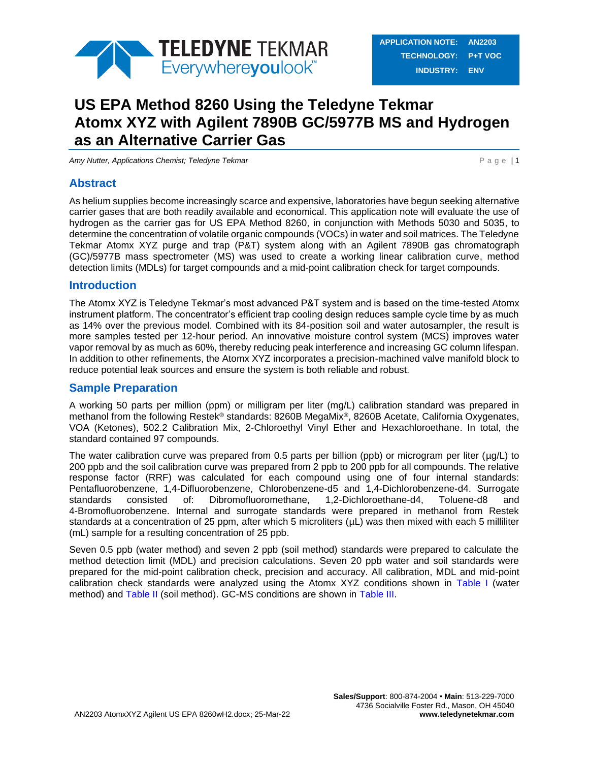| APPLICATION NOTE: | AN2203 |
| --- | --- |
| TECHNOLOGY: | P+T VOC |
| INDUSTRY: | ENV |

# US EPA Method 8260 Using the Teledyne Tekmar Atomx XYZ with Agilent 7890B GC/5977B MS and Hydrogen as an Alternative Carrier Gas

*Amy Nutter, Applications Chemist; Teledyne Tekmar*

## Abstract

As helium supplies become increasingly scarce and expensive, laboratories have begun seeking alternative carrier gases that are both readily available and economical. This application note will evaluate the use of hydrogen as the carrier gas for US EPA Method 8260, in conjunction with Methods 5030 and 5035, to determine the concentration of volatile organic compounds (VOCs) in water and soil matrices. The Teledyne Tekmar Atomx XYZ purge and trap (P&T) system along with an Agilent 7890B gas chromatograph (GC)/5977B mass spectrometer (MS) was used to create a working linear calibration curve, method detection limits (MDLs) for target compounds and a mid-point calibration check for target compounds.

## Introduction

The Atomx XYZ is Teledyne Tekmar's most advanced P&T system and is based on the time-tested Atomx instrument platform. The concentrator's efficient trap cooling design reduces sample cycle time by as much as 14% over the previous model. Combined with its 84-position soil and water autosampler, the result is more samples tested per 12-hour period. An innovative moisture control system (MCS) improves water vapor removal by as much as 60%, thereby reducing peak interference and increasing GC column lifespan. In addition to other refinements, the Atomx XYZ incorporates a precision-machined valve manifold block to reduce potential leak sources and ensure the system is both reliable and robust.

## Sample Preparation

A working 50 parts per million (ppm) or milligram per liter (mg/L) calibration standard was prepared in methanol from the following Restek® standards: 8260B MegaMix®, 8260B Acetate, California Oxygenates, VOA (Ketones), 502.2 Calibration Mix, 2-Chloroethyl Vinyl Ether and Hexachloroethane. In total, the standard contained 97 compounds.

The water calibration curve was prepared from 0.5 parts per billion (ppb) or microgram per liter (µg/L) to 200 ppb and the soil calibration curve was prepared from 2 ppb to 200 ppb for all compounds. The relative response factor (RRF) was calculated for each compound using one of four internal standards: Pentafluorobenzene, 1,4-Difluorobenzene, Chlorobenzene-d5 and 1,4-Dichlorobenzene-d4. Surrogate standards consisted of: Dibromofluoromethane, 1,2-Dichloroethane-d4, Toluene-d8 and 4-Bromofluorobenzene. Internal and surrogate standards were prepared in methanol from Restek standards at a concentration of 25 ppm, after which 5 microliters (µL) was then mixed with each 5 milliliter (mL) sample for a resulting concentration of 25 ppb.

Seven 0.5 ppb (water method) and seven 2 ppb (soil method) standards were prepared to calculate the method detection limit (MDL) and precision calculations. Seven 20 ppb water and soil standards were prepared for the mid-point calibration check, precision and accuracy. All calibration, MDL and mid-point calibration check standards were analyzed using the Atomx XYZ conditions shown in Table I (water method) and Table II (soil method). GC-MS conditions are shown in Table III.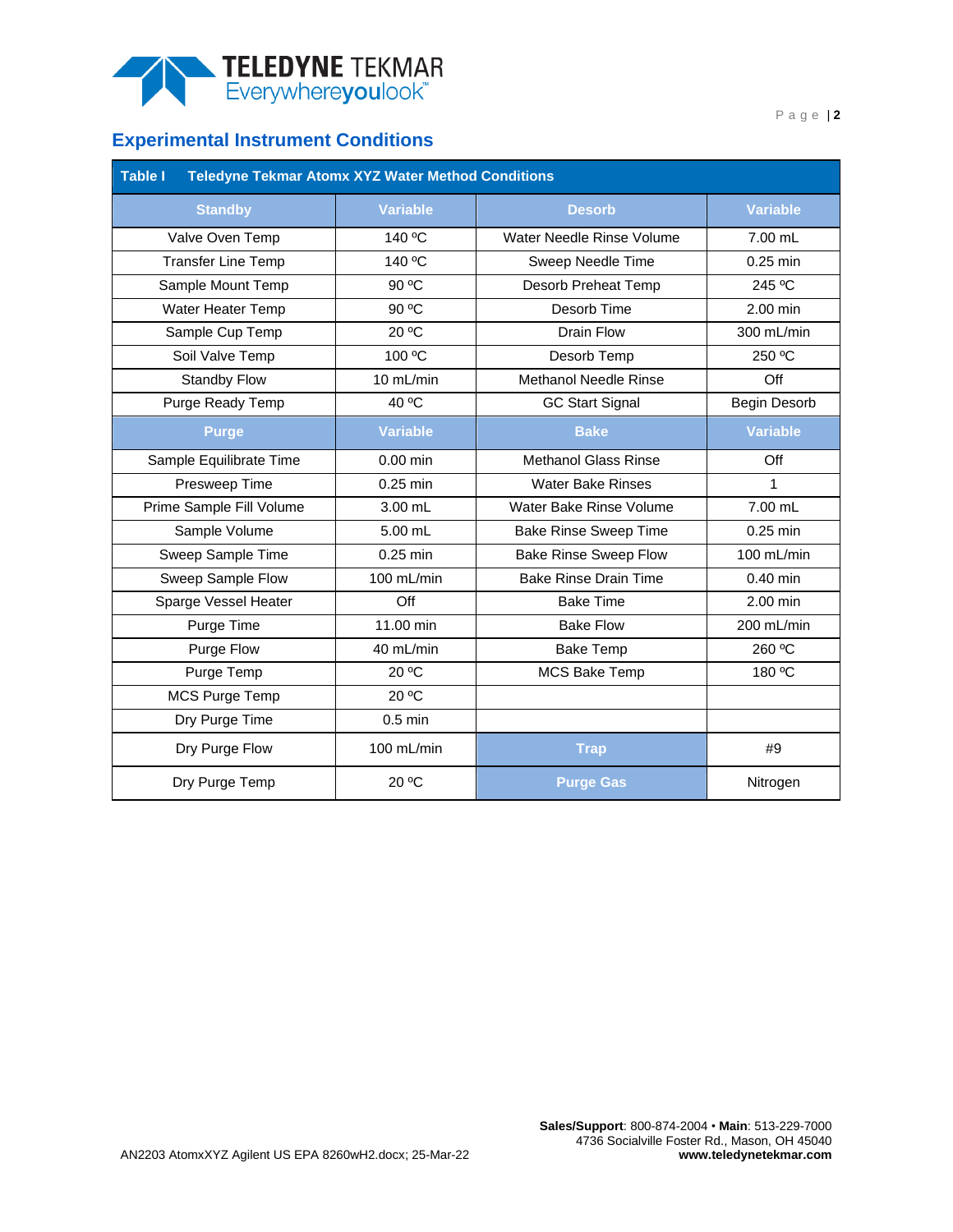## Experimental Instrument Conditions

**Table I Teledyne Tekmar Atomx XYZ Water Method Conditions**

| Standby | Variable | Desorb | Variable |
|---|---|---|---|
| Valve Oven Temp | 140 ºC | Water Needle Rinse Volume | 7.00 mL |
| Transfer Line Temp | 140 ºC | Sweep Needle Time | 0.25 min |
| Sample Mount Temp | 90 ºC | Desorb Preheat Temp | 245 ºC |
| Water Heater Temp | 90 ºC | Desorb Time | 2.00 min |
| Sample Cup Temp | 20 ºC | Drain Flow | 300 mL/min |
| Soil Valve Temp | 100 ºC | Desorb Temp | 250 ºC |
| Standby Flow | 10 mL/min | Methanol Needle Rinse | Off |
| Purge Ready Temp | 40 ºC | GC Start Signal | Begin Desorb |
| **Purge** | **Variable** | **Bake** | **Variable** |
| Sample Equilibrate Time | 0.00 min | Methanol Glass Rinse | Off |
| Presweep Time | 0.25 min | Water Bake Rinses | 1 |
| Prime Sample Fill Volume | 3.00 mL | Water Bake Rinse Volume | 7.00 mL |
| Sample Volume | 5.00 mL | Bake Rinse Sweep Time | 0.25 min |
| Sweep Sample Time | 0.25 min | Bake Rinse Sweep Flow | 100 mL/min |
| Sweep Sample Flow | 100 mL/min | Bake Rinse Drain Time | 0.40 min |
| Sparge Vessel Heater | Off | Bake Time | 2.00 min |
| Purge Time | 11.00 min | Bake Flow | 200 mL/min |
| Purge Flow | 40 mL/min | Bake Temp | 260 ºC |
| Purge Temp | 20 ºC | MCS Bake Temp | 180 ºC |
| MCS Purge Temp | 20 ºC | | |
| Dry Purge Time | 0.5 min | | |
| Dry Purge Flow | 100 mL/min | **Trap** | #9 |
| Dry Purge Temp | 20 ºC | **Purge Gas** | Nitrogen |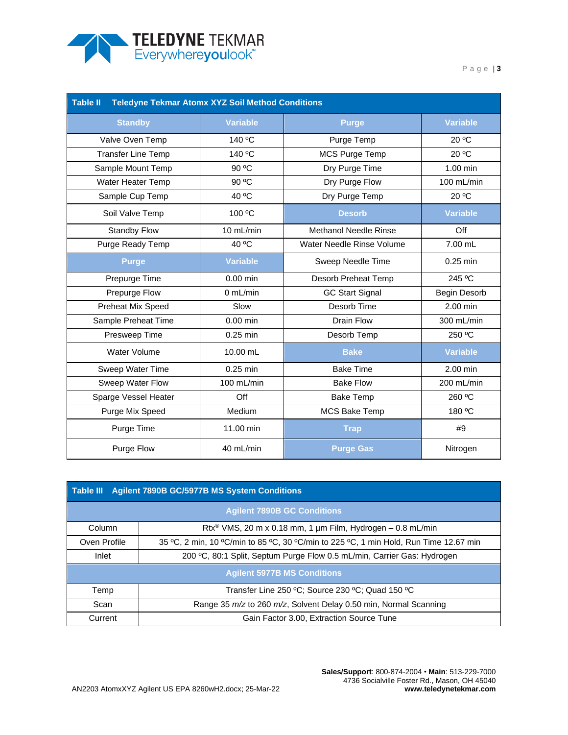**Table II Teledyne Tekmar Atomx XYZ Soil Method Conditions**

| Standby | Variable | Purge | Variable |
|---|---|---|---|
| Valve Oven Temp | 140 ºC | Purge Temp | 20 ºC |
| Transfer Line Temp | 140 ºC | MCS Purge Temp | 20 ºC |
| Sample Mount Temp | 90 ºC | Dry Purge Time | 1.00 min |
| Water Heater Temp | 90 ºC | Dry Purge Flow | 100 mL/min |
| Sample Cup Temp | 40 ºC | Dry Purge Temp | 20 ºC |
| Soil Valve Temp | 100 ºC | **Desorb** | **Variable** |
| Standby Flow | 10 mL/min | Methanol Needle Rinse | Off |
| Purge Ready Temp | 40 ºC | Water Needle Rinse Volume | 7.00 mL |
| **Purge** | **Variable** | Sweep Needle Time | 0.25 min |
| Prepurge Time | 0.00 min | Desorb Preheat Temp | 245 ºC |
| Prepurge Flow | 0 mL/min | GC Start Signal | Begin Desorb |
| Preheat Mix Speed | Slow | Desorb Time | 2.00 min |
| Sample Preheat Time | 0.00 min | Drain Flow | 300 mL/min |
| Presweep Time | 0.25 min | Desorb Temp | 250 ºC |
| Water Volume | 10.00 mL | **Bake** | **Variable** |
| Sweep Water Time | 0.25 min | Bake Time | 2.00 min |
| Sweep Water Flow | 100 mL/min | Bake Flow | 200 mL/min |
| Sparge Vessel Heater | Off | Bake Temp | 260 ºC |
| Purge Mix Speed | Medium | MCS Bake Temp | 180 ºC |
| Purge Time | 11.00 min | **Trap** | #9 |
| Purge Flow | 40 mL/min | **Purge Gas** | Nitrogen |

**Table III Agilent 7890B GC/5977B MS System Conditions**

| Agilent 7890B GC Conditions | |
|---|---|
| Column | Rtx® VMS, 20 m x 0.18 mm, 1 µm Film, Hydrogen – 0.8 mL/min |
| Oven Profile | 35 ºC, 2 min, 10 ºC/min to 85 ºC, 30 ºC/min to 225 ºC, 1 min Hold, Run Time 12.67 min |
| Inlet | 200 ºC, 80:1 Split, Septum Purge Flow 0.5 mL/min, Carrier Gas: Hydrogen |
| **Agilent 5977B MS Conditions** | |
| Temp | Transfer Line 250 ºC; Source 230 ºC; Quad 150 ºC |
| Scan | Range 35 *m/z* to 260 *m/z*, Solvent Delay 0.50 min, Normal Scanning |
| Current | Gain Factor 3.00, Extraction Source Tune |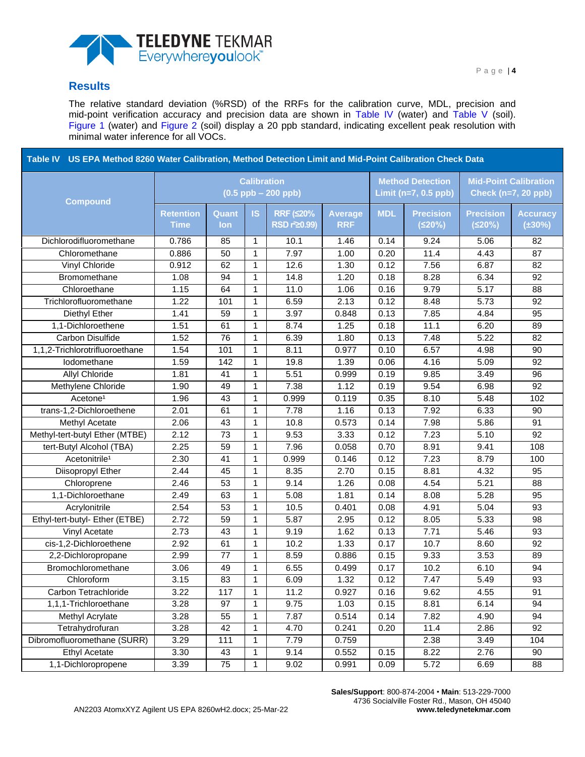## Results

The relative standard deviation (%RSD) of the RRFs for the calibration curve, MDL, precision and mid-point verification accuracy and precision data are shown in Table IV (water) and Table V (soil). Figure 1 (water) and Figure 2 (soil) display a 20 ppb standard, indicating excellent peak resolution with minimal water inference for all VOCs.

**Table IV US EPA Method 8260 Water Calibration, Method Detection Limit and Mid-Point Calibration Check Data**

| Compound | Calibration (0.5 ppb – 200 ppb) | | | | | Method Detection Limit (n=7, 0.5 ppb) | | Mid-Point Calibration Check (n=7, 20 ppb) | |
|---|---|---|---|---|---|---|---|---|---|
| | Retention Time | Quant Ion | IS | RRF (≤20% RSD $r^2$≥0.99) | Average RRF | MDL | Precision (≤20%) | Precision (≤20%) | Accuracy (±30%) |
| Dichlorodifluoromethane | 0.786 | 85 | 1 | 10.1 | 1.46 | 0.14 | 9.24 | 5.06 | 82 |
| Chloromethane | 0.886 | 50 | 1 | 7.97 | 1.00 | 0.20 | 11.4 | 4.43 | 87 |
| Vinyl Chloride | 0.912 | 62 | 1 | 12.6 | 1.30 | 0.12 | 7.56 | 6.87 | 82 |
| Bromomethane | 1.08 | 94 | 1 | 14.8 | 1.20 | 0.18 | 8.28 | 6.34 | 92 |
| Chloroethane | 1.15 | 64 | 1 | 11.0 | 1.06 | 0.16 | 9.79 | 5.17 | 88 |
| Trichlorofluoromethane | 1.22 | 101 | 1 | 6.59 | 2.13 | 0.12 | 8.48 | 5.73 | 92 |
| Diethyl Ether | 1.41 | 59 | 1 | 3.97 | 0.848 | 0.13 | 7.85 | 4.84 | 95 |
| 1,1-Dichloroethene | 1.51 | 61 | 1 | 8.74 | 1.25 | 0.18 | 11.1 | 6.20 | 89 |
| Carbon Disulfide | 1.52 | 76 | 1 | 6.39 | 1.80 | 0.13 | 7.48 | 5.22 | 82 |
| 1,1,2-Trichlorotrifluoroethane | 1.54 | 101 | 1 | 8.11 | 0.977 | 0.10 | 6.57 | 4.98 | 90 |
| Iodomethane | 1.59 | 142 | 1 | 19.8 | 1.39 | 0.06 | 4.16 | 5.09 | 92 |
| Allyl Chloride | 1.81 | 41 | 1 | 5.51 | 0.999 | 0.19 | 9.85 | 3.49 | 96 |
| Methylene Chloride | 1.90 | 49 | 1 | 7.38 | 1.12 | 0.19 | 9.54 | 6.98 | 92 |
| Acetone[1] | 1.96 | 43 | 1 | 0.999 | 0.119 | 0.35 | 8.10 | 5.48 | 102 |
| trans-1,2-Dichloroethene | 2.01 | 61 | 1 | 7.78 | 1.16 | 0.13 | 7.92 | 6.33 | 90 |
| Methyl Acetate | 2.06 | 43 | 1 | 10.8 | 0.573 | 0.14 | 7.98 | 5.86 | 91 |
| Methyl-tert-butyl Ether (MTBE) | 2.12 | 73 | 1 | 9.53 | 3.33 | 0.12 | 7.23 | 5.10 | 92 |
| tert-Butyl Alcohol (TBA) | 2.25 | 59 | 1 | 7.96 | 0.058 | 0.70 | 8.91 | 9.41 | 108 |
| Acetonitrile[1] | 2.30 | 41 | 1 | 0.999 | 0.146 | 0.12 | 7.23 | 8.79 | 100 |
| Diisopropyl Ether | 2.44 | 45 | 1 | 8.35 | 2.70 | 0.15 | 8.81 | 4.32 | 95 |
| Chloroprene | 2.46 | 53 | 1 | 9.14 | 1.26 | 0.08 | 4.54 | 5.21 | 88 |
| 1,1-Dichloroethane | 2.49 | 63 | 1 | 5.08 | 1.81 | 0.14 | 8.08 | 5.28 | 95 |
| Acrylonitrile | 2.54 | 53 | 1 | 10.5 | 0.401 | 0.08 | 4.91 | 5.04 | 93 |
| Ethyl-tert-butyl- Ether (ETBE) | 2.72 | 59 | 1 | 5.87 | 2.95 | 0.12 | 8.05 | 5.33 | 98 |
| Vinyl Acetate | 2.73 | 43 | 1 | 9.19 | 1.62 | 0.13 | 7.71 | 5.46 | 93 |
| cis-1,2-Dichloroethene | 2.92 | 61 | 1 | 10.2 | 1.33 | 0.17 | 10.7 | 8.60 | 92 |
| 2,2-Dichloropropane | 2.99 | 77 | 1 | 8.59 | 0.886 | 0.15 | 9.33 | 3.53 | 89 |
| Bromochloromethane | 3.06 | 49 | 1 | 6.55 | 0.499 | 0.17 | 10.2 | 6.10 | 94 |
| Chloroform | 3.15 | 83 | 1 | 6.09 | 1.32 | 0.12 | 7.47 | 5.49 | 93 |
| Carbon Tetrachloride | 3.22 | 117 | 1 | 11.2 | 0.927 | 0.16 | 9.62 | 4.55 | 91 |
| 1,1,1-Trichloroethane | 3.28 | 97 | 1 | 9.75 | 1.03 | 0.15 | 8.81 | 6.14 | 94 |
| Methyl Acrylate | 3.28 | 55 | 1 | 7.87 | 0.514 | 0.14 | 7.82 | 4.90 | 94 |
| Tetrahydrofuran | 3.28 | 42 | 1 | 4.70 | 0.241 | 0.20 | 11.4 | 2.86 | 92 |
| Dibromofluoromethane (SURR) | 3.29 | 111 | 1 | 7.79 | 0.759 | | 2.38 | 3.49 | 104 |
| Ethyl Acetate | 3.30 | 43 | 1 | 9.14 | 0.552 | 0.15 | 8.22 | 2.76 | 90 |
| 1,1-Dichloropropene | 3.39 | 75 | 1 | 9.02 | 0.991 | 0.09 | 5.72 | 6.69 | 88 |

**Sales/Support**: 800-874-2004 • **Main**: 513-229-7000
4736 Socialville Foster Rd., Mason, OH 45040
**www.teledynetekmar.com**

AN2203 AtomxXYZ Agilent US EPA 8260wH2.docx; 25-Mar-22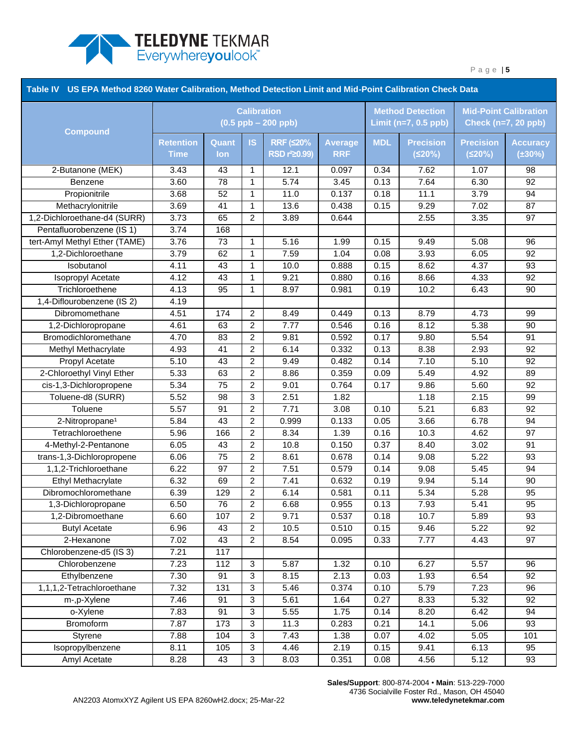**Table IV US EPA Method 8260 Water Calibration, Method Detection Limit and Mid-Point Calibration Check Data**

| Compound | Calibration (0.5 ppb – 200 ppb) | | | | | Method Detection Limit (n=7, 0.5 ppb) | | Mid-Point Calibration Check (n=7, 20 ppb) | |
|---|---|---|---|---|---|---|---|---|---|
| | Retention Time | Quant Ion | IS | RRF (≤20% RSD r²≥0.99) | Average RRF | MDL | Precision (≤20%) | Precision (≤20%) | Accuracy (±30%) |
| 2-Butanone (MEK) | 3.43 | 43 | 1 | 12.1 | 0.097 | 0.34 | 7.62 | 1.07 | 98 |
| Benzene | 3.60 | 78 | 1 | 5.74 | 3.45 | 0.13 | 7.64 | 6.30 | 92 |
| Propionitrile | 3.68 | 52 | 1 | 11.0 | 0.137 | 0.18 | 11.1 | 3.79 | 94 |
| Methacrylonitrile | 3.69 | 41 | 1 | 13.6 | 0.438 | 0.15 | 9.29 | 7.02 | 87 |
| 1,2-Dichloroethane-d4 (SURR) | 3.73 | 65 | 2 | 3.89 | 0.644 | | 2.55 | 3.35 | 97 |
| Pentafluorobenzene (IS 1) | 3.74 | 168 | | | | | | | |
| tert-Amyl Methyl Ether (TAME) | 3.76 | 73 | 1 | 5.16 | 1.99 | 0.15 | 9.49 | 5.08 | 96 |
| 1,2-Dichloroethane | 3.79 | 62 | 1 | 7.59 | 1.04 | 0.08 | 3.93 | 6.05 | 92 |
| Isobutanol | 4.11 | 43 | 1 | 10.0 | 0.888 | 0.15 | 8.62 | 4.37 | 93 |
| Isopropyl Acetate | 4.12 | 43 | 1 | 9.21 | 0.880 | 0.16 | 8.66 | 4.33 | 92 |
| Trichloroethene | 4.13 | 95 | 1 | 8.97 | 0.981 | 0.19 | 10.2 | 6.43 | 90 |
| 1,4-Diflourobenzene (IS 2) | 4.19 | | | | | | | | |
| Dibromomethane | 4.51 | 174 | 2 | 8.49 | 0.449 | 0.13 | 8.79 | 4.73 | 99 |
| 1,2-Dichloropropane | 4.61 | 63 | 2 | 7.77 | 0.546 | 0.16 | 8.12 | 5.38 | 90 |
| Bromodichloromethane | 4.70 | 83 | 2 | 9.81 | 0.592 | 0.17 | 9.80 | 5.54 | 91 |
| Methyl Methacrylate | 4.93 | 41 | 2 | 6.14 | 0.332 | 0.13 | 8.38 | 2.93 | 92 |
| Propyl Acetate | 5.10 | 43 | 2 | 9.49 | 0.482 | 0.14 | 7.10 | 5.10 | 92 |
| 2-Chloroethyl Vinyl Ether | 5.33 | 63 | 2 | 8.86 | 0.359 | 0.09 | 5.49 | 4.92 | 89 |
| cis-1,3-Dichloropropene | 5.34 | 75 | 2 | 9.01 | 0.764 | 0.17 | 9.86 | 5.60 | 92 |
| Toluene-d8 (SURR) | 5.52 | 98 | 3 | 2.51 | 1.82 | | 1.18 | 2.15 | 99 |
| Toluene | 5.57 | 91 | 2 | 7.71 | 3.08 | 0.10 | 5.21 | 6.83 | 92 |
| 2-Nitropropane[1] | 5.84 | 43 | 2 | 0.999 | 0.133 | 0.05 | 3.66 | 6.78 | 94 |
| Tetrachloroethene | 5.96 | 166 | 2 | 8.34 | 1.39 | 0.16 | 10.3 | 4.62 | 97 |
| 4-Methyl-2-Pentanone | 6.05 | 43 | 2 | 10.8 | 0.150 | 0.37 | 8.40 | 3.02 | 91 |
| trans-1,3-Dichloropropene | 6.06 | 75 | 2 | 8.61 | 0.678 | 0.14 | 9.08 | 5.22 | 93 |
| 1,1,2-Trichloroethane | 6.22 | 97 | 2 | 7.51 | 0.579 | 0.14 | 9.08 | 5.45 | 94 |
| Ethyl Methacrylate | 6.32 | 69 | 2 | 7.41 | 0.632 | 0.19 | 9.94 | 5.14 | 90 |
| Dibromochloromethane | 6.39 | 129 | 2 | 6.14 | 0.581 | 0.11 | 5.34 | 5.28 | 95 |
| 1,3-Dichloropropane | 6.50 | 76 | 2 | 6.68 | 0.955 | 0.13 | 7.93 | 5.41 | 95 |
| 1,2-Dibromoethane | 6.60 | 107 | 2 | 9.71 | 0.537 | 0.18 | 10.7 | 5.89 | 93 |
| Butyl Acetate | 6.96 | 43 | 2 | 10.5 | 0.510 | 0.15 | 9.46 | 5.22 | 92 |
| 2-Hexanone | 7.02 | 43 | 2 | 8.54 | 0.095 | 0.33 | 7.77 | 4.43 | 97 |
| Chlorobenzene-d5 (IS 3) | 7.21 | 117 | | | | | | | |
| Chlorobenzene | 7.23 | 112 | 3 | 5.87 | 1.32 | 0.10 | 6.27 | 5.57 | 96 |
| Ethylbenzene | 7.30 | 91 | 3 | 8.15 | 2.13 | 0.03 | 1.93 | 6.54 | 92 |
| 1,1,1,2-Tetrachloroethane | 7.32 | 131 | 3 | 5.46 | 0.374 | 0.10 | 5.79 | 7.23 | 96 |
| m-,p-Xylene | 7.46 | 91 | 3 | 5.61 | 1.64 | 0.27 | 8.33 | 5.32 | 92 |
| o-Xylene | 7.83 | 91 | 3 | 5.55 | 1.75 | 0.14 | 8.20 | 6.42 | 94 |
| Bromoform | 7.87 | 173 | 3 | 11.3 | 0.283 | 0.21 | 14.1 | 5.06 | 93 |
| Styrene | 7.88 | 104 | 3 | 7.43 | 1.38 | 0.07 | 4.02 | 5.05 | 101 |
| Isopropylbenzene | 8.11 | 105 | 3 | 4.46 | 2.19 | 0.15 | 9.41 | 6.13 | 95 |
| Amyl Acetate | 8.28 | 43 | 3 | 8.03 | 0.351 | 0.08 | 4.56 | 5.12 | 93 |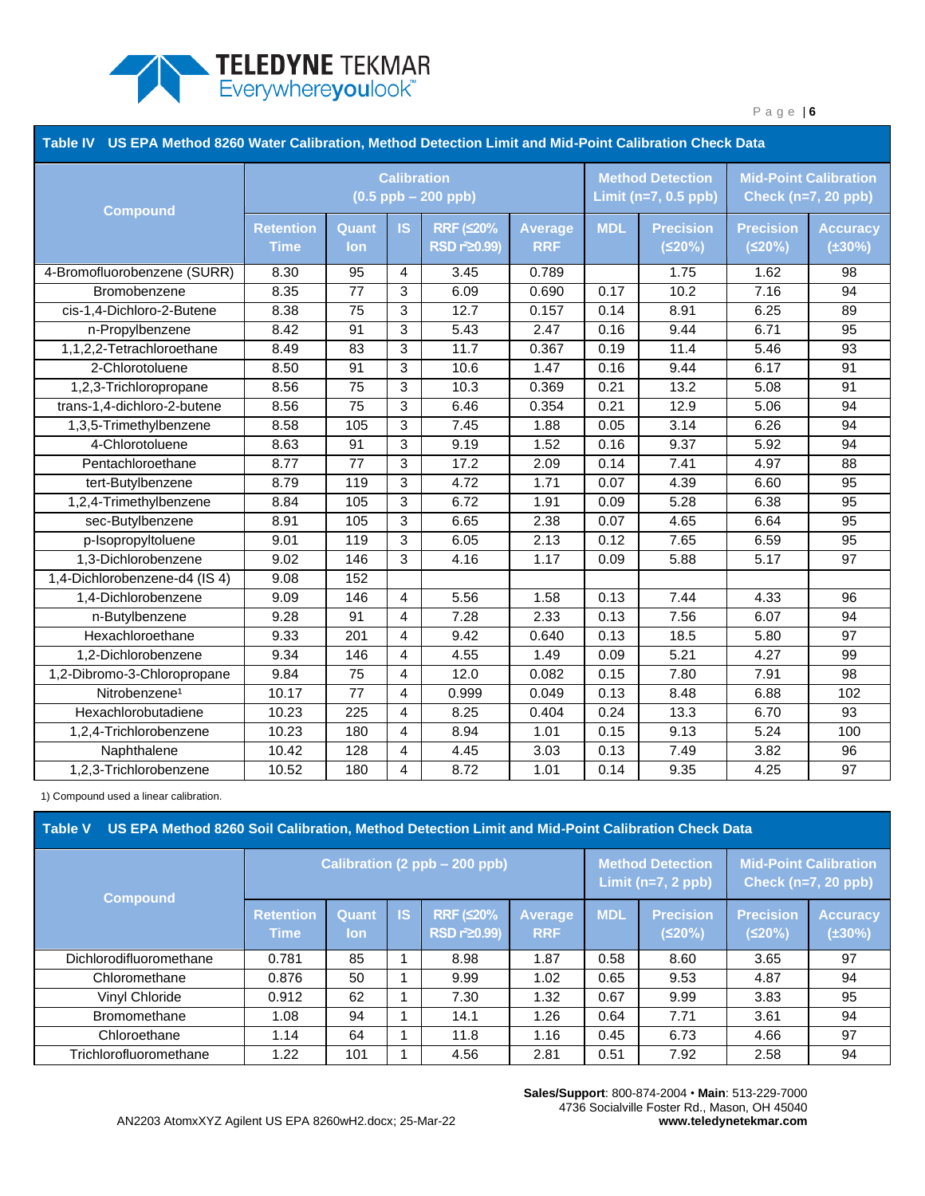**Table IV US EPA Method 8260 Water Calibration, Method Detection Limit and Mid-Point Calibration Check Data**

| Compound | Calibration (0.5 ppb – 200 ppb) | | | | | Method Detection Limit (n=7, 0.5 ppb) | | Mid-Point Calibration Check (n=7, 20 ppb) | |
|---|---|---|---|---|---|---|---|---|---|
| | Retention Time | Quant Ion | IS | RRF (≤20% RSD $r^2$≥0.99) | Average RRF | MDL | Precision (≤20%) | Precision (≤20%) | Accuracy (±30%) |
| 4-Bromofluorobenzene (SURR) | 8.30 | 95 | 4 | 3.45 | 0.789 | | 1.75 | 1.62 | 98 |
| Bromobenzene | 8.35 | 77 | 3 | 6.09 | 0.690 | 0.17 | 10.2 | 7.16 | 94 |
| cis-1,4-Dichloro-2-Butene | 8.38 | 75 | 3 | 12.7 | 0.157 | 0.14 | 8.91 | 6.25 | 89 |
| n-Propylbenzene | 8.42 | 91 | 3 | 5.43 | 2.47 | 0.16 | 9.44 | 6.71 | 95 |
| 1,1,2,2-Tetrachloroethane | 8.49 | 83 | 3 | 11.7 | 0.367 | 0.19 | 11.4 | 5.46 | 93 |
| 2-Chlorotoluene | 8.50 | 91 | 3 | 10.6 | 1.47 | 0.16 | 9.44 | 6.17 | 91 |
| 1,2,3-Trichloropropane | 8.56 | 75 | 3 | 10.3 | 0.369 | 0.21 | 13.2 | 5.08 | 91 |
| trans-1,4-dichloro-2-butene | 8.56 | 75 | 3 | 6.46 | 0.354 | 0.21 | 12.9 | 5.06 | 94 |
| 1,3,5-Trimethylbenzene | 8.58 | 105 | 3 | 7.45 | 1.88 | 0.05 | 3.14 | 6.26 | 94 |
| 4-Chlorotoluene | 8.63 | 91 | 3 | 9.19 | 1.52 | 0.16 | 9.37 | 5.92 | 94 |
| Pentachloroethane | 8.77 | 77 | 3 | 17.2 | 2.09 | 0.14 | 7.41 | 4.97 | 88 |
| tert-Butylbenzene | 8.79 | 119 | 3 | 4.72 | 1.71 | 0.07 | 4.39 | 6.60 | 95 |
| 1,2,4-Trimethylbenzene | 8.84 | 105 | 3 | 6.72 | 1.91 | 0.09 | 5.28 | 6.38 | 95 |
| sec-Butylbenzene | 8.91 | 105 | 3 | 6.65 | 2.38 | 0.07 | 4.65 | 6.64 | 95 |
| p-Isopropyltoluene | 9.01 | 119 | 3 | 6.05 | 2.13 | 0.12 | 7.65 | 6.59 | 95 |
| 1,3-Dichlorobenzene | 9.02 | 146 | 3 | 4.16 | 1.17 | 0.09 | 5.88 | 5.17 | 97 |
| 1,4-Dichlorobenzene-d4 (IS 4) | 9.08 | 152 | | | | | | | |
| 1,4-Dichlorobenzene | 9.09 | 146 | 4 | 5.56 | 1.58 | 0.13 | 7.44 | 4.33 | 96 |
| n-Butylbenzene | 9.28 | 91 | 4 | 7.28 | 2.33 | 0.13 | 7.56 | 6.07 | 94 |
| Hexachloroethane | 9.33 | 201 | 4 | 9.42 | 0.640 | 0.13 | 18.5 | 5.80 | 97 |
| 1,2-Dichlorobenzene | 9.34 | 146 | 4 | 4.55 | 1.49 | 0.09 | 5.21 | 4.27 | 99 |
| 1,2-Dibromo-3-Chloropropane | 9.84 | 75 | 4 | 12.0 | 0.082 | 0.15 | 7.80 | 7.91 | 98 |
| Nitrobenzene[1] | 10.17 | 77 | 4 | 0.999 | 0.049 | 0.13 | 8.48 | 6.88 | 102 |
| Hexachlorobutadiene | 10.23 | 225 | 4 | 8.25 | 0.404 | 0.24 | 13.3 | 6.70 | 93 |
| 1,2,4-Trichlorobenzene | 10.23 | 180 | 4 | 8.94 | 1.01 | 0.15 | 9.13 | 5.24 | 100 |
| Naphthalene | 10.42 | 128 | 4 | 4.45 | 3.03 | 0.13 | 7.49 | 3.82 | 96 |
| 1,2,3-Trichlorobenzene | 10.52 | 180 | 4 | 8.72 | 1.01 | 0.14 | 9.35 | 4.25 | 97 |

1) Compound used a linear calibration.

**Table V US EPA Method 8260 Soil Calibration, Method Detection Limit and Mid-Point Calibration Check Data**

| Compound | Calibration (2 ppb – 200 ppb) | | | | | Method Detection Limit (n=7, 2 ppb) | | Mid-Point Calibration Check (n=7, 20 ppb) | |
|---|---|---|---|---|---|---|---|---|---|
| | Retention Time | Quant Ion | IS | RRF (≤20% RSD $r^2$≥0.99) | Average RRF | MDL | Precision (≤20%) | Precision (≤20%) | Accuracy (±30%) |
| Dichlorodifluoromethane | 0.781 | 85 | 1 | 8.98 | 1.87 | 0.58 | 8.60 | 3.65 | 97 |
| Chloromethane | 0.876 | 50 | 1 | 9.99 | 1.02 | 0.65 | 9.53 | 4.87 | 94 |
| Vinyl Chloride | 0.912 | 62 | 1 | 7.30 | 1.32 | 0.67 | 9.99 | 3.83 | 95 |
| Bromomethane | 1.08 | 94 | 1 | 14.1 | 1.26 | 0.64 | 7.71 | 3.61 | 94 |
| Chloroethane | 1.14 | 64 | 1 | 11.8 | 1.16 | 0.45 | 6.73 | 4.66 | 97 |
| Trichlorofluoromethane | 1.22 | 101 | 1 | 4.56 | 2.81 | 0.51 | 7.92 | 2.58 | 94 |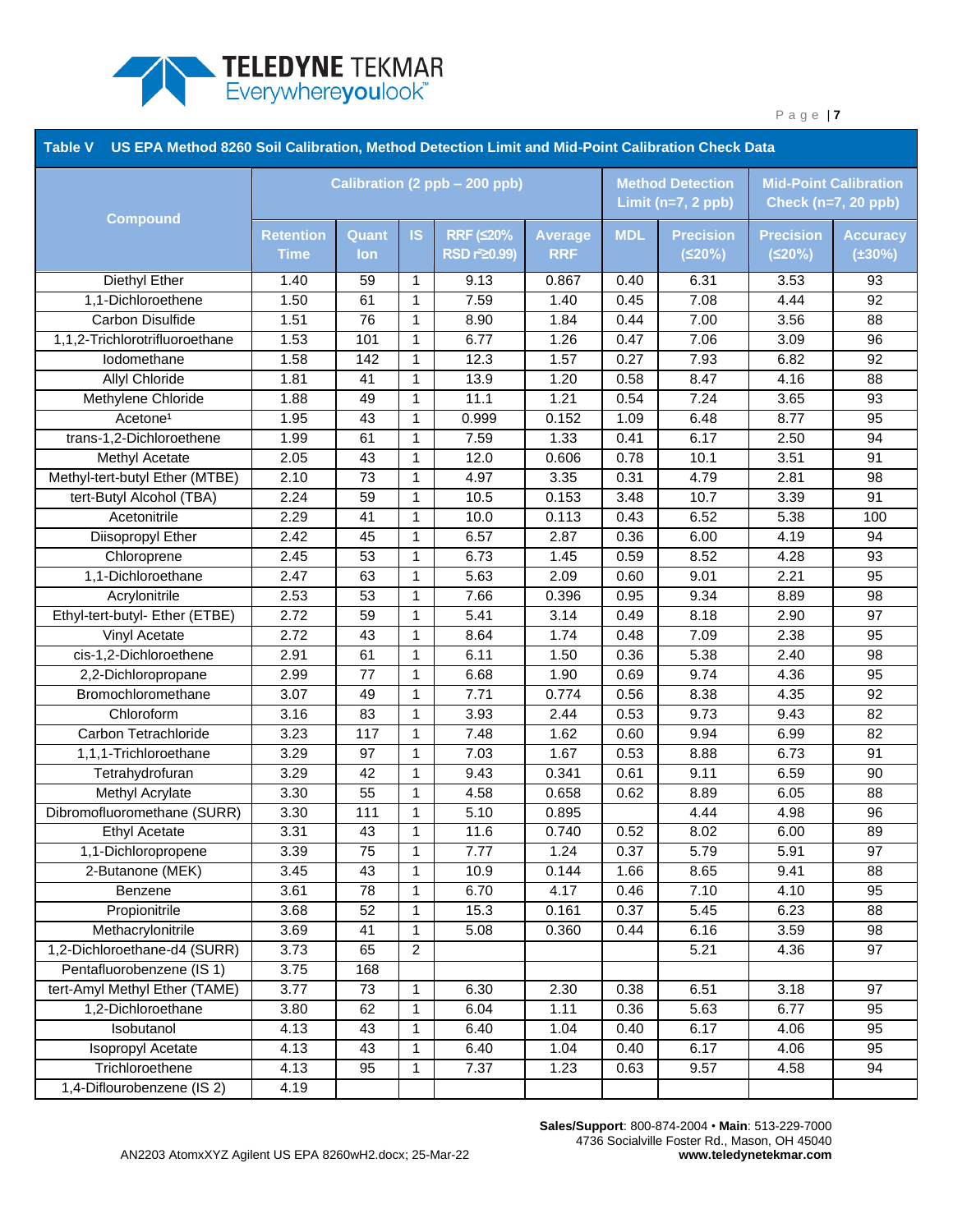**Table V US EPA Method 8260 Soil Calibration, Method Detection Limit and Mid-Point Calibration Check Data**

| Compound | Calibration (2 ppb – 200 ppb) | | | | | Method Detection Limit (n=7, 2 ppb) | | Mid-Point Calibration Check (n=7, 20 ppb) | |
|---|---|---|---|---|---|---|---|---|---|
| | Retention Time | Quant Ion | IS | RRF (≤20% RSD $r^2$≥0.99) | Average RRF | MDL | Precision (≤20%) | Precision (≤20%) | Accuracy (±30%) |
| Diethyl Ether | 1.40 | 59 | 1 | 9.13 | 0.867 | 0.40 | 6.31 | 3.53 | 93 |
| 1,1-Dichloroethene | 1.50 | 61 | 1 | 7.59 | 1.40 | 0.45 | 7.08 | 4.44 | 92 |
| Carbon Disulfide | 1.51 | 76 | 1 | 8.90 | 1.84 | 0.44 | 7.00 | 3.56 | 88 |
| 1,1,2-Trichlorotrifluoroethane | 1.53 | 101 | 1 | 6.77 | 1.26 | 0.47 | 7.06 | 3.09 | 96 |
| Iodomethane | 1.58 | 142 | 1 | 12.3 | 1.57 | 0.27 | 7.93 | 6.82 | 92 |
| Allyl Chloride | 1.81 | 41 | 1 | 13.9 | 1.20 | 0.58 | 8.47 | 4.16 | 88 |
| Methylene Chloride | 1.88 | 49 | 1 | 11.1 | 1.21 | 0.54 | 7.24 | 3.65 | 93 |
| Acetone[1] | 1.95 | 43 | 1 | 0.999 | 0.152 | 1.09 | 6.48 | 8.77 | 95 |
| trans-1,2-Dichloroethene | 1.99 | 61 | 1 | 7.59 | 1.33 | 0.41 | 6.17 | 2.50 | 94 |
| Methyl Acetate | 2.05 | 43 | 1 | 12.0 | 0.606 | 0.78 | 10.1 | 3.51 | 91 |
| Methyl-tert-butyl Ether (MTBE) | 2.10 | 73 | 1 | 4.97 | 3.35 | 0.31 | 4.79 | 2.81 | 98 |
| tert-Butyl Alcohol (TBA) | 2.24 | 59 | 1 | 10.5 | 0.153 | 3.48 | 10.7 | 3.39 | 91 |
| Acetonitrile | 2.29 | 41 | 1 | 10.0 | 0.113 | 0.43 | 6.52 | 5.38 | 100 |
| Diisopropyl Ether | 2.42 | 45 | 1 | 6.57 | 2.87 | 0.36 | 6.00 | 4.19 | 94 |
| Chloroprene | 2.45 | 53 | 1 | 6.73 | 1.45 | 0.59 | 8.52 | 4.28 | 93 |
| 1,1-Dichloroethane | 2.47 | 63 | 1 | 5.63 | 2.09 | 0.60 | 9.01 | 2.21 | 95 |
| Acrylonitrile | 2.53 | 53 | 1 | 7.66 | 0.396 | 0.95 | 9.34 | 8.89 | 98 |
| Ethyl-tert-butyl- Ether (ETBE) | 2.72 | 59 | 1 | 5.41 | 3.14 | 0.49 | 8.18 | 2.90 | 97 |
| Vinyl Acetate | 2.72 | 43 | 1 | 8.64 | 1.74 | 0.48 | 7.09 | 2.38 | 95 |
| cis-1,2-Dichloroethene | 2.91 | 61 | 1 | 6.11 | 1.50 | 0.36 | 5.38 | 2.40 | 98 |
| 2,2-Dichloropropane | 2.99 | 77 | 1 | 6.68 | 1.90 | 0.69 | 9.74 | 4.36 | 95 |
| Bromochloromethane | 3.07 | 49 | 1 | 7.71 | 0.774 | 0.56 | 8.38 | 4.35 | 92 |
| Chloroform | 3.16 | 83 | 1 | 3.93 | 2.44 | 0.53 | 9.73 | 9.43 | 82 |
| Carbon Tetrachloride | 3.23 | 117 | 1 | 7.48 | 1.62 | 0.60 | 9.94 | 6.99 | 82 |
| 1,1,1-Trichloroethane | 3.29 | 97 | 1 | 7.03 | 1.67 | 0.53 | 8.88 | 6.73 | 91 |
| Tetrahydrofuran | 3.29 | 42 | 1 | 9.43 | 0.341 | 0.61 | 9.11 | 6.59 | 90 |
| Methyl Acrylate | 3.30 | 55 | 1 | 4.58 | 0.658 | 0.62 | 8.89 | 6.05 | 88 |
| Dibromofluoromethane (SURR) | 3.30 | 111 | 1 | 5.10 | 0.895 | | 4.44 | 4.98 | 96 |
| Ethyl Acetate | 3.31 | 43 | 1 | 11.6 | 0.740 | 0.52 | 8.02 | 6.00 | 89 |
| 1,1-Dichloropropene | 3.39 | 75 | 1 | 7.77 | 1.24 | 0.37 | 5.79 | 5.91 | 97 |
| 2-Butanone (MEK) | 3.45 | 43 | 1 | 10.9 | 0.144 | 1.66 | 8.65 | 9.41 | 88 |
| Benzene | 3.61 | 78 | 1 | 6.70 | 4.17 | 0.46 | 7.10 | 4.10 | 95 |
| Propionitrile | 3.68 | 52 | 1 | 15.3 | 0.161 | 0.37 | 5.45 | 6.23 | 88 |
| Methacrylonitrile | 3.69 | 41 | 1 | 5.08 | 0.360 | 0.44 | 6.16 | 3.59 | 98 |
| 1,2-Dichloroethane-d4 (SURR) | 3.73 | 65 | 2 | | | | 5.21 | 4.36 | 97 |
| Pentafluorobenzene (IS 1) | 3.75 | 168 | | | | | | | |
| tert-Amyl Methyl Ether (TAME) | 3.77 | 73 | 1 | 6.30 | 2.30 | 0.38 | 6.51 | 3.18 | 97 |
| 1,2-Dichloroethane | 3.80 | 62 | 1 | 6.04 | 1.11 | 0.36 | 5.63 | 6.77 | 95 |
| Isobutanol | 4.13 | 43 | 1 | 6.40 | 1.04 | 0.40 | 6.17 | 4.06 | 95 |
| Isopropyl Acetate | 4.13 | 43 | 1 | 6.40 | 1.04 | 0.40 | 6.17 | 4.06 | 95 |
| Trichloroethene | 4.13 | 95 | 1 | 7.37 | 1.23 | 0.63 | 9.57 | 4.58 | 94 |
| 1,4-Diflourobenzene (IS 2) | 4.19 | | | | | | | | |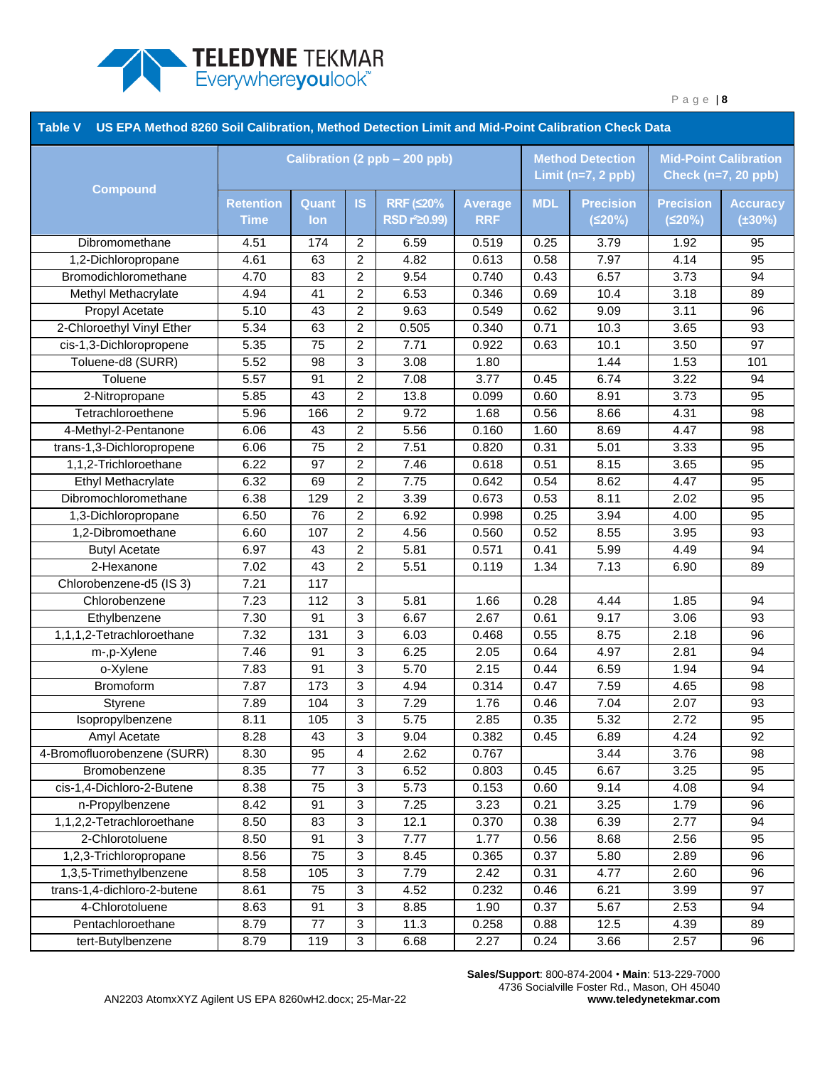**Table V US EPA Method 8260 Soil Calibration, Method Detection Limit and Mid-Point Calibration Check Data**

| Compound | Calibration (2 ppb – 200 ppb) | | | | | Method Detection Limit (n=7, 2 ppb) | | Mid-Point Calibration Check (n=7, 20 ppb) | |
|---|---|---|---|---|---|---|---|---|---|
| | Retention Time | Quant Ion | IS | RRF (≤20% RSD $r^2$≥0.99) | Average RRF | MDL | Precision (≤20%) | Precision (≤20%) | Accuracy (±30%) |
| Dibromomethane | 4.51 | 174 | 2 | 6.59 | 0.519 | 0.25 | 3.79 | 1.92 | 95 |
| 1,2-Dichloropropane | 4.61 | 63 | 2 | 4.82 | 0.613 | 0.58 | 7.97 | 4.14 | 95 |
| Bromodichloromethane | 4.70 | 83 | 2 | 9.54 | 0.740 | 0.43 | 6.57 | 3.73 | 94 |
| Methyl Methacrylate | 4.94 | 41 | 2 | 6.53 | 0.346 | 0.69 | 10.4 | 3.18 | 89 |
| Propyl Acetate | 5.10 | 43 | 2 | 9.63 | 0.549 | 0.62 | 9.09 | 3.11 | 96 |
| 2-Chloroethyl Vinyl Ether | 5.34 | 63 | 2 | 0.505 | 0.340 | 0.71 | 10.3 | 3.65 | 93 |
| cis-1,3-Dichloropropene | 5.35 | 75 | 2 | 7.71 | 0.922 | 0.63 | 10.1 | 3.50 | 97 |
| Toluene-d8 (SURR) | 5.52 | 98 | 3 | 3.08 | 1.80 | | 1.44 | 1.53 | 101 |
| Toluene | 5.57 | 91 | 2 | 7.08 | 3.77 | 0.45 | 6.74 | 3.22 | 94 |
| 2-Nitropropane | 5.85 | 43 | 2 | 13.8 | 0.099 | 0.60 | 8.91 | 3.73 | 95 |
| Tetrachloroethene | 5.96 | 166 | 2 | 9.72 | 1.68 | 0.56 | 8.66 | 4.31 | 98 |
| 4-Methyl-2-Pentanone | 6.06 | 43 | 2 | 5.56 | 0.160 | 1.60 | 8.69 | 4.47 | 98 |
| trans-1,3-Dichloropropene | 6.06 | 75 | 2 | 7.51 | 0.820 | 0.31 | 5.01 | 3.33 | 95 |
| 1,1,2-Trichloroethane | 6.22 | 97 | 2 | 7.46 | 0.618 | 0.51 | 8.15 | 3.65 | 95 |
| Ethyl Methacrylate | 6.32 | 69 | 2 | 7.75 | 0.642 | 0.54 | 8.62 | 4.47 | 95 |
| Dibromochloromethane | 6.38 | 129 | 2 | 3.39 | 0.673 | 0.53 | 8.11 | 2.02 | 95 |
| 1,3-Dichloropropane | 6.50 | 76 | 2 | 6.92 | 0.998 | 0.25 | 3.94 | 4.00 | 95 |
| 1,2-Dibromoethane | 6.60 | 107 | 2 | 4.56 | 0.560 | 0.52 | 8.55 | 3.95 | 93 |
| Butyl Acetate | 6.97 | 43 | 2 | 5.81 | 0.571 | 0.41 | 5.99 | 4.49 | 94 |
| 2-Hexanone | 7.02 | 43 | 2 | 5.51 | 0.119 | 1.34 | 7.13 | 6.90 | 89 |
| Chlorobenzene-d5 (IS 3) | 7.21 | 117 | | | | | | | |
| Chlorobenzene | 7.23 | 112 | 3 | 5.81 | 1.66 | 0.28 | 4.44 | 1.85 | 94 |
| Ethylbenzene | 7.30 | 91 | 3 | 6.67 | 2.67 | 0.61 | 9.17 | 3.06 | 93 |
| 1,1,1,2-Tetrachloroethane | 7.32 | 131 | 3 | 6.03 | 0.468 | 0.55 | 8.75 | 2.18 | 96 |
| m-,p-Xylene | 7.46 | 91 | 3 | 6.25 | 2.05 | 0.64 | 4.97 | 2.81 | 94 |
| o-Xylene | 7.83 | 91 | 3 | 5.70 | 2.15 | 0.44 | 6.59 | 1.94 | 94 |
| Bromoform | 7.87 | 173 | 3 | 4.94 | 0.314 | 0.47 | 7.59 | 4.65 | 98 |
| Styrene | 7.89 | 104 | 3 | 7.29 | 1.76 | 0.46 | 7.04 | 2.07 | 93 |
| Isopropylbenzene | 8.11 | 105 | 3 | 5.75 | 2.85 | 0.35 | 5.32 | 2.72 | 95 |
| Amyl Acetate | 8.28 | 43 | 3 | 9.04 | 0.382 | 0.45 | 6.89 | 4.24 | 92 |
| 4-Bromofluorobenzene (SURR) | 8.30 | 95 | 4 | 2.62 | 0.767 | | 3.44 | 3.76 | 98 |
| Bromobenzene | 8.35 | 77 | 3 | 6.52 | 0.803 | 0.45 | 6.67 | 3.25 | 95 |
| cis-1,4-Dichloro-2-Butene | 8.38 | 75 | 3 | 5.73 | 0.153 | 0.60 | 9.14 | 4.08 | 94 |
| n-Propylbenzene | 8.42 | 91 | 3 | 7.25 | 3.23 | 0.21 | 3.25 | 1.79 | 96 |
| 1,1,2,2-Tetrachloroethane | 8.50 | 83 | 3 | 12.1 | 0.370 | 0.38 | 6.39 | 2.77 | 94 |
| 2-Chlorotoluene | 8.50 | 91 | 3 | 7.77 | 1.77 | 0.56 | 8.68 | 2.56 | 95 |
| 1,2,3-Trichloropropane | 8.56 | 75 | 3 | 8.45 | 0.365 | 0.37 | 5.80 | 2.89 | 96 |
| 1,3,5-Trimethylbenzene | 8.58 | 105 | 3 | 7.79 | 2.42 | 0.31 | 4.77 | 2.60 | 96 |
| trans-1,4-dichloro-2-butene | 8.61 | 75 | 3 | 4.52 | 0.232 | 0.46 | 6.21 | 3.99 | 97 |
| 4-Chlorotoluene | 8.63 | 91 | 3 | 8.85 | 1.90 | 0.37 | 5.67 | 2.53 | 94 |
| Pentachloroethane | 8.79 | 77 | 3 | 11.3 | 0.258 | 0.88 | 12.5 | 4.39 | 89 |
| tert-Butylbenzene | 8.79 | 119 | 3 | 6.68 | 2.27 | 0.24 | 3.66 | 2.57 | 96 |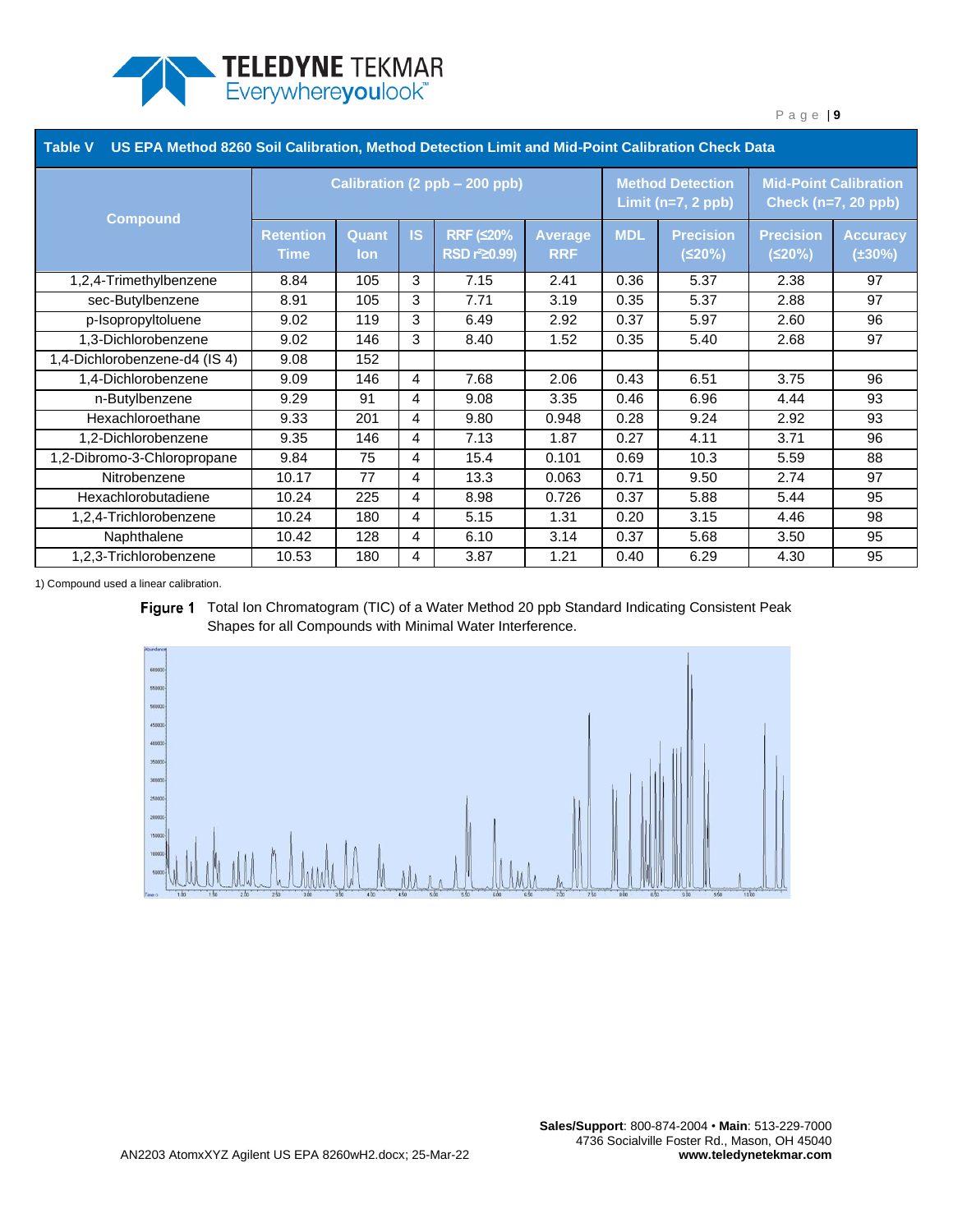**Table V US EPA Method 8260 Soil Calibration, Method Detection Limit and Mid-Point Calibration Check Data**

| Compound | Calibration (2 ppb – 200 ppb) | | | | | Method Detection Limit (n=7, 2 ppb) | | Mid-Point Calibration Check (n=7, 20 ppb) | |
|---|---|---|---|---|---|---|---|---|---|
| | Retention Time | Quant Ion | IS | RRF (≤20% RSD $r^2$≥0.99) | Average RRF | MDL | Precision (≤20%) | Precision (≤20%) | Accuracy (±30%) |
| 1,2,4-Trimethylbenzene | 8.84 | 105 | 3 | 7.15 | 2.41 | 0.36 | 5.37 | 2.38 | 97 |
| sec-Butylbenzene | 8.91 | 105 | 3 | 7.71 | 3.19 | 0.35 | 5.37 | 2.88 | 97 |
| p-Isopropyltoluene | 9.02 | 119 | 3 | 6.49 | 2.92 | 0.37 | 5.97 | 2.60 | 96 |
| 1,3-Dichlorobenzene | 9.02 | 146 | 3 | 8.40 | 1.52 | 0.35 | 5.40 | 2.68 | 97 |
| 1,4-Dichlorobenzene-d4 (IS 4) | 9.08 | 152 | | | | | | | |
| 1,4-Dichlorobenzene | 9.09 | 146 | 4 | 7.68 | 2.06 | 0.43 | 6.51 | 3.75 | 96 |
| n-Butylbenzene | 9.29 | 91 | 4 | 9.08 | 3.35 | 0.46 | 6.96 | 4.44 | 93 |
| Hexachloroethane | 9.33 | 201 | 4 | 9.80 | 0.948 | 0.28 | 9.24 | 2.92 | 93 |
| 1,2-Dichlorobenzene | 9.35 | 146 | 4 | 7.13 | 1.87 | 0.27 | 4.11 | 3.71 | 96 |
| 1,2-Dibromo-3-Chloropropane | 9.84 | 75 | 4 | 15.4 | 0.101 | 0.69 | 10.3 | 5.59 | 88 |
| Nitrobenzene | 10.17 | 77 | 4 | 13.3 | 0.063 | 0.71 | 9.50 | 2.74 | 97 |
| Hexachlorobutadiene | 10.24 | 225 | 4 | 8.98 | 0.726 | 0.37 | 5.88 | 5.44 | 95 |
| 1,2,4-Trichlorobenzene | 10.24 | 180 | 4 | 5.15 | 1.31 | 0.20 | 3.15 | 4.46 | 98 |
| Naphthalene | 10.42 | 128 | 4 | 6.10 | 3.14 | 0.37 | 5.68 | 3.50 | 95 |
| 1,2,3-Trichlorobenzene | 10.53 | 180 | 4 | 3.87 | 1.21 | 0.40 | 6.29 | 4.30 | 95 |

1) Compound used a linear calibration.

**Figure 1** Total Ion Chromatogram (TIC) of a Water Method 20 ppb Standard Indicating Consistent Peak Shapes for all Compounds with Minimal Water Interference.

**Sales/Support**: 800-874-2004 • **Main**: 513-229-7000
4736 Socialville Foster Rd., Mason, OH 45040
**www.teledynetekmar.com**

AN2203 AtomxXYZ Agilent US EPA 8260wH2.docx; 25-Mar-22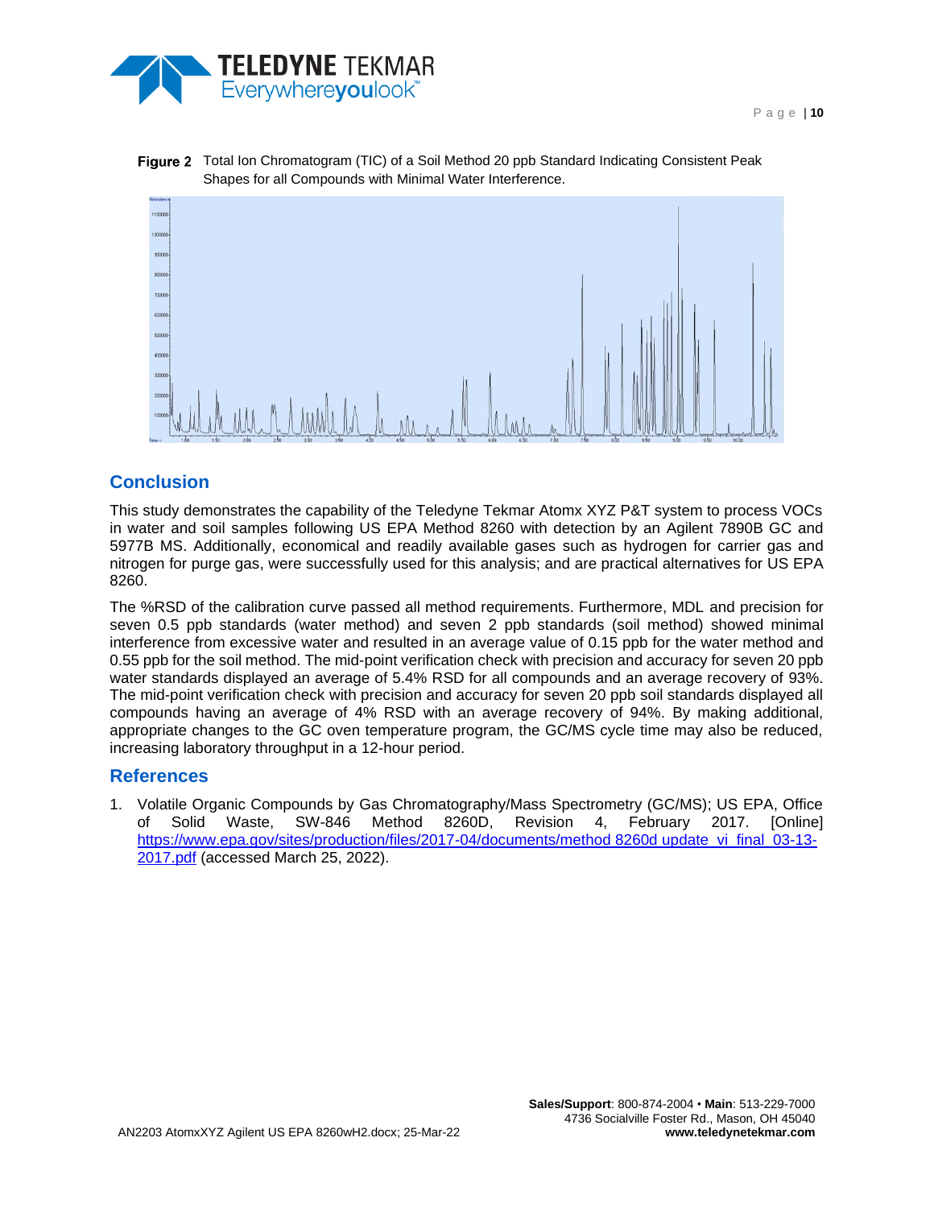**Figure 2** Total Ion Chromatogram (TIC) of a Soil Method 20 ppb Standard Indicating Consistent Peak Shapes for all Compounds with Minimal Water Interference.

## Conclusion

This study demonstrates the capability of the Teledyne Tekmar Atomx XYZ P&T system to process VOCs in water and soil samples following US EPA Method 8260 with detection by an Agilent 7890B GC and 5977B MS. Additionally, economical and readily available gases such as hydrogen for carrier gas and nitrogen for purge gas, were successfully used for this analysis; and are practical alternatives for US EPA 8260.

The %RSD of the calibration curve passed all method requirements. Furthermore, MDL and precision for seven 0.5 ppb standards (water method) and seven 2 ppb standards (soil method) showed minimal interference from excessive water and resulted in an average value of 0.15 ppb for the water method and 0.55 ppb for the soil method. The mid-point verification check with precision and accuracy for seven 20 ppb water standards displayed an average of 5.4% RSD for all compounds and an average recovery of 93%. The mid-point verification check with precision and accuracy for seven 20 ppb soil standards displayed all compounds having an average of 4% RSD with an average recovery of 94%. By making additional, appropriate changes to the GC oven temperature program, the GC/MS cycle time may also be reduced, increasing laboratory throughput in a 12-hour period.

## References

1. Volatile Organic Compounds by Gas Chromatography/Mass Spectrometry (GC/MS); US EPA, Office of Solid Waste, SW-846 Method 8260D, Revision 4, February 2017. [Online] https://www.epa.gov/sites/production/files/2017-04/documents/method 8260d update vi final 03-13-2017.pdf (accessed March 25, 2022).

**Sales/Support**: 800-874-2004 • **Main**: 513-229-7000
4736 Socialville Foster Rd., Mason, OH 45040
**www.teledynetekmar.com**

AN2203 AtomxXYZ Agilent US EPA 8260wH2.docx; 25-Mar-22